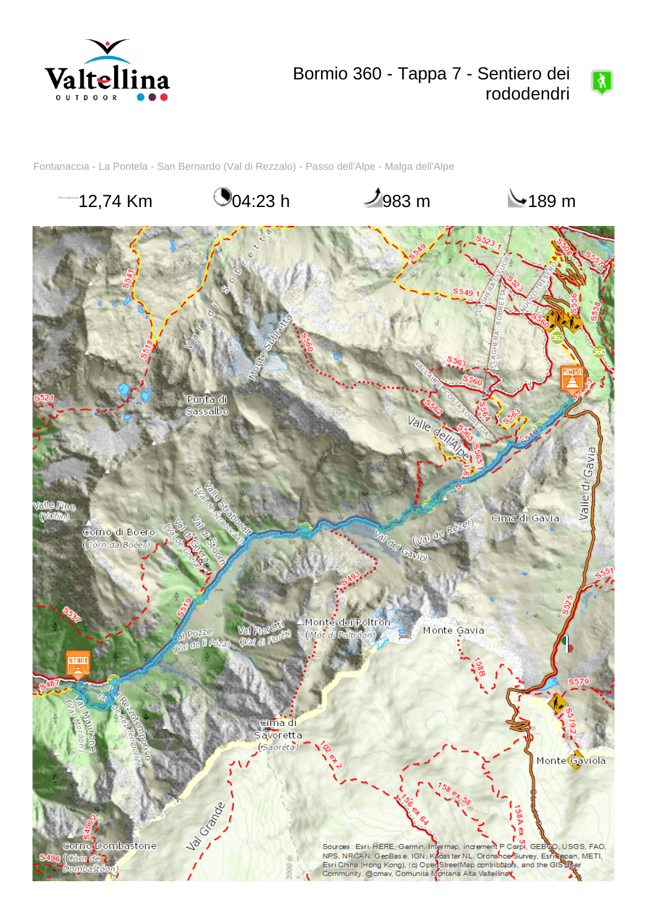# Bormio 360 - Tappa 7 - Sentiero dei rododendri

Fontanaccia - La Pontela - San Bernardo (Val di Rezzalo) - Passo dell'Alpe - Malga dell'Alpe

12,74 Km | 04:23 h | 983 m | 189 m

Sources: Esri, HERE, Garmin, Intermap, increment P Corp., GEBCO, USGS, FAO, NPS, NRCAN, GeoBase, IGN, Kadaster NL, Ordnance Survey, Esri Japan, METI, Esri China (Hong Kong), (c) OpenStreetMap contributors, and the GIS User Community, @cmav, Comunità Montana Alta Valtellina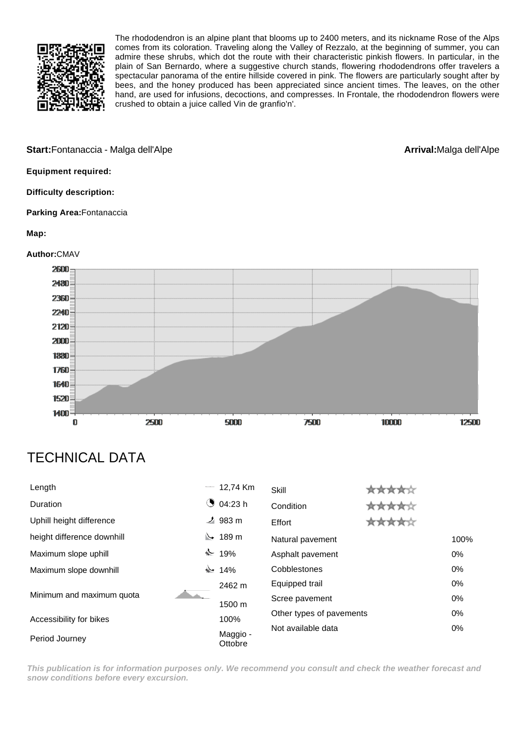The rhododendron is an alpine plant that blooms up to 2400 meters, and its nickname Rose of the Alps comes from its coloration. Traveling along the Valley of Rezzalo, at the beginning of summer, you can admire these shrubs, which dot the route with their characteristic pinkish flowers. In particular, in the plain of San Bernardo, where a suggestive church stands, flowering rhododendrons offer travelers a spectacular panorama of the entire hillside covered in pink. The flowers are particularly sought after by bees, and the honey produced has been appreciated since ancient times. The leaves, on the other hand, are used for infusions, decoctions, and compresses. In Frontale, the rhododendron flowers were crushed to obtain a juice called Vin de granfio'n'.

**Start:** Fontanaccia - Malga dell'Alpe

**Arrival:** Malga dell'Alpe

**Equipment required:**

**Difficulty description:**

**Parking Area:** Fontanaccia

**Map:**

**Author:** CMAV

2600
2480
2360
2240
2120
2000
1880
1760
1640
1520
1400
0
2500
5000
7500
10000
12500

# TECHNICAL DATA

| | |
|---|---|
| Length | 12,74 Km |
| Duration | 04:23 h |
| Uphill height difference | 983 m |
| height difference downhill | 189 m |
| Maximum slope uphill | 19% |
| Maximum slope downhill | 14% |
| Minimum and maximum quota | 2462 m / 1500 m |
| Accessibility for bikes | 100% |
| Period Journey | Maggio - Ottobre |

| | |
|---|---|
| Skill | ★★★★☆ |
| Condition | ★★★★☆ |
| Effort | ★★★★☆ |
| Natural pavement | 100% |
| Asphalt pavement | 0% |
| Cobblestones | 0% |
| Equipped trail | 0% |
| Scree pavement | 0% |
| Other types of pavements | 0% |
| Not available data | 0% |

***This publication is for information purposes only. We recommend you consult and check the weather forecast and snow conditions before every excursion.***